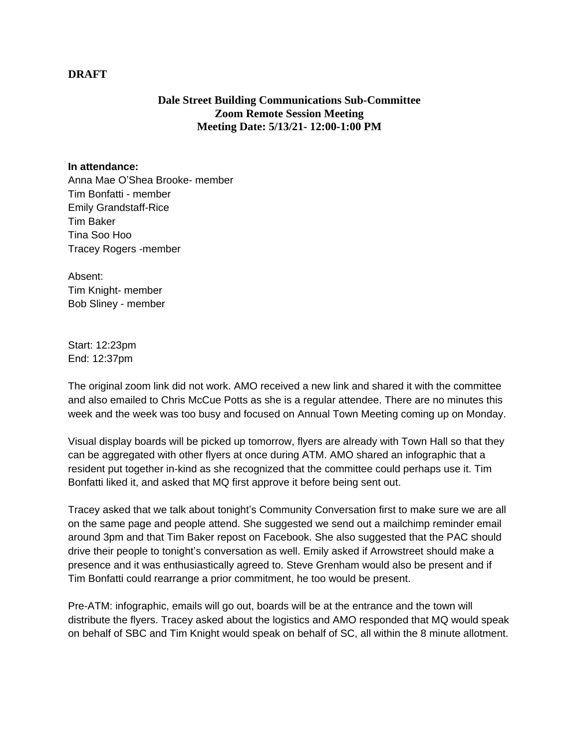**DRAFT**

**Dale Street Building Communications Sub-Committee**
**Zoom Remote Session Meeting**
**Meeting Date: 5/13/21- 12:00-1:00 PM**

**In attendance:**
Anna Mae O'Shea Brooke- member
Tim Bonfatti - member
Emily Grandstaff-Rice
Tim Baker
Tina Soo Hoo
Tracey Rogers -member

Absent:
Tim Knight- member
Bob Sliney - member

Start: 12:23pm
End: 12:37pm

The original zoom link did not work. AMO received a new link and shared it with the committee and also emailed to Chris McCue Potts as she is a regular attendee. There are no minutes this week and the week was too busy and focused on Annual Town Meeting coming up on Monday.

Visual display boards will be picked up tomorrow, flyers are already with Town Hall so that they can be aggregated with other flyers at once during ATM. AMO shared an infographic that a resident put together in-kind as she recognized that the committee could perhaps use it. Tim Bonfatti liked it, and asked that MQ first approve it before being sent out.

Tracey asked that we talk about tonight's Community Conversation first to make sure we are all on the same page and people attend. She suggested we send out a mailchimp reminder email around 3pm and that Tim Baker repost on Facebook. She also suggested that the PAC should drive their people to tonight's conversation as well. Emily asked if Arrowstreet should make a presence and it was enthusiastically agreed to. Steve Grenham would also be present and if Tim Bonfatti could rearrange a prior commitment, he too would be present.

Pre-ATM: infographic, emails will go out, boards will be at the entrance and the town will distribute the flyers. Tracey asked about the logistics and AMO responded that MQ would speak on behalf of SBC and Tim Knight would speak on behalf of SC, all within the 8 minute allotment.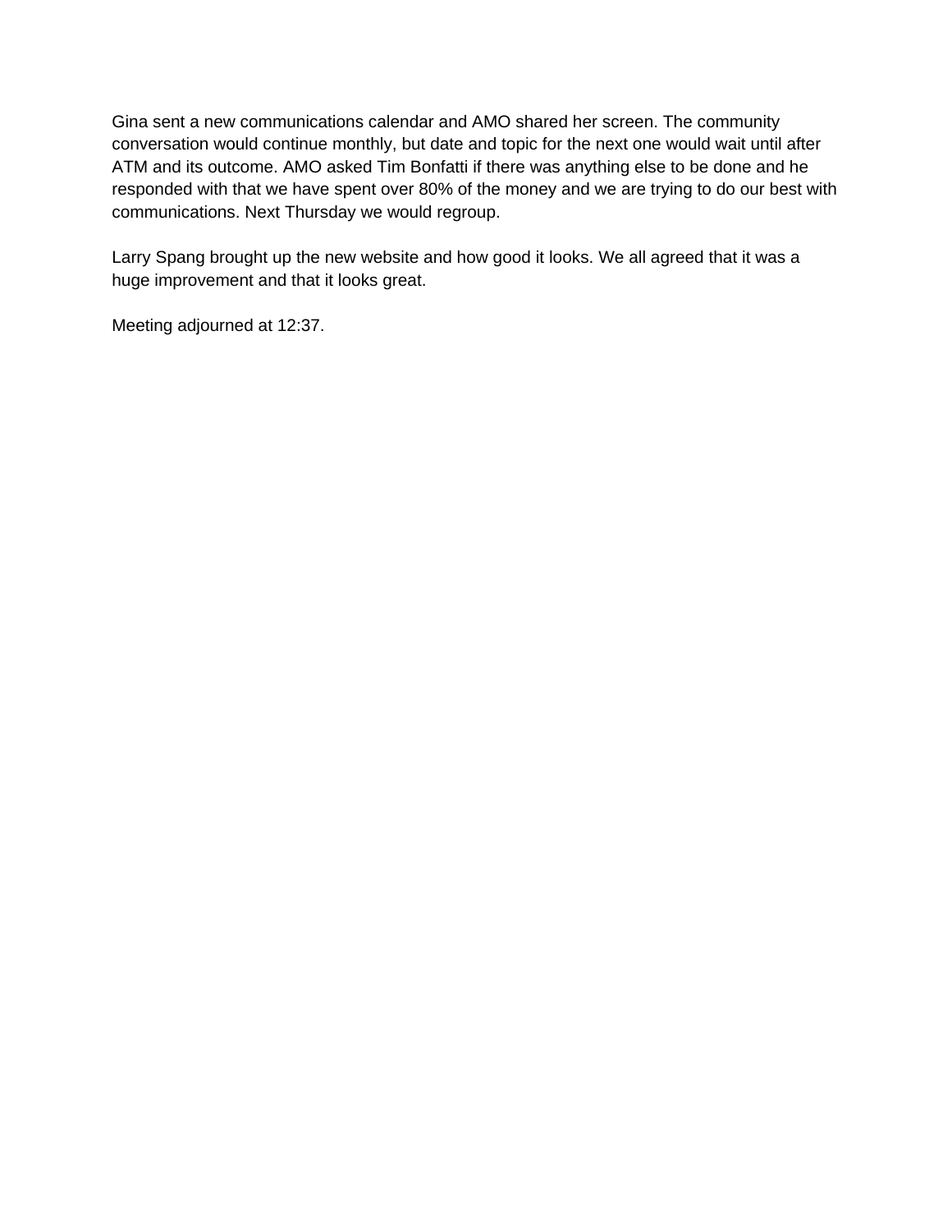Gina sent a new communications calendar and AMO shared her screen. The community conversation would continue monthly, but date and topic for the next one would wait until after ATM and its outcome. AMO asked Tim Bonfatti if there was anything else to be done and he responded with that we have spent over 80% of the money and we are trying to do our best with communications. Next Thursday we would regroup.

Larry Spang brought up the new website and how good it looks. We all agreed that it was a huge improvement and that it looks great.

Meeting adjourned at 12:37.